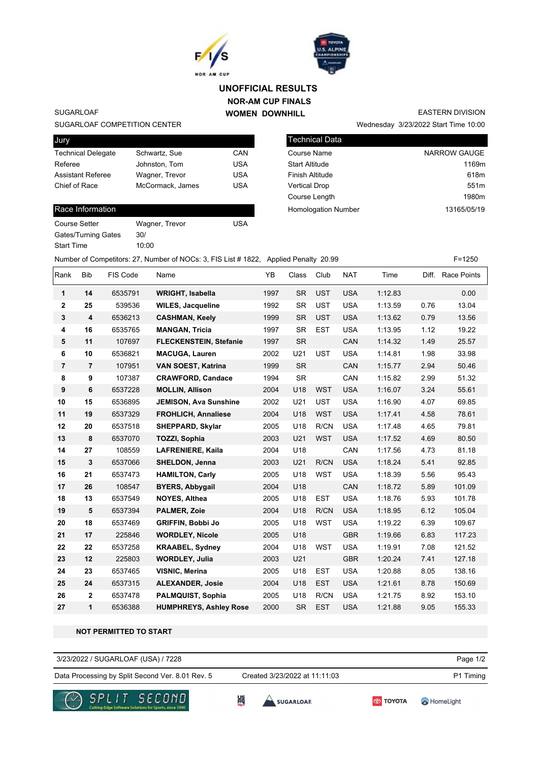# UNOFFICIAL RESULTS

## NOR-AM CUP FINALS

## WOMEN DOWNHILL

SUGARLOAF
SUGARLOAF COMPETITION CENTER

EASTERN DIVISION
Wednesday 3/23/2022 Start Time 10:00

| Jury | | |
|---|---|---|
| Technical Delegate | Schwartz, Sue | CAN |
| Referee | Johnston, Tom | USA |
| Assistant Referee | Wagner, Trevor | USA |
| Chief of Race | McCormack, James | USA |

| Technical Data | |
|---|---|
| Course Name | NARROW GAUGE |
| Start Altitude | 1169m |
| Finish Altitude | 618m |
| Vertical Drop | 551m |
| Course Length | 1980m |
| Homologation Number | 13165/05/19 |

| Race Information | | |
|---|---|---|
| Course Setter | Wagner, Trevor | USA |
| Gates/Turning Gates | 30/ | |
| Start Time | 10:00 | |

Number of Competitors: 27, Number of NOCs: 3, FIS List # 1822, Applied Penalty 20.99 F=1250

| Rank | Bib | FIS Code | Name | YB | Class | Club | NAT | Time | Diff. | Race Points |
|---|---|---|---|---|---|---|---|---|---|---|
| 1 | 14 | 6535791 | WRIGHT, Isabella | 1997 | SR | UST | USA | 1:12.83 | | 0.00 |
| 2 | 25 | 539536 | WILES, Jacqueline | 1992 | SR | UST | USA | 1:13.59 | 0.76 | 13.04 |
| 3 | 4 | 6536213 | CASHMAN, Keely | 1999 | SR | UST | USA | 1:13.62 | 0.79 | 13.56 |
| 4 | 16 | 6535765 | MANGAN, Tricia | 1997 | SR | EST | USA | 1:13.95 | 1.12 | 19.22 |
| 5 | 11 | 107697 | FLECKENSTEIN, Stefanie | 1997 | SR | | CAN | 1:14.32 | 1.49 | 25.57 |
| 6 | 10 | 6536821 | MACUGA, Lauren | 2002 | U21 | UST | USA | 1:14.81 | 1.98 | 33.98 |
| 7 | 7 | 107951 | VAN SOEST, Katrina | 1999 | SR | | CAN | 1:15.77 | 2.94 | 50.46 |
| 8 | 9 | 107387 | CRAWFORD, Candace | 1994 | SR | | CAN | 1:15.82 | 2.99 | 51.32 |
| 9 | 6 | 6537228 | MOLLIN, Allison | 2004 | U18 | WST | USA | 1:16.07 | 3.24 | 55.61 |
| 10 | 15 | 6536895 | JEMISON, Ava Sunshine | 2002 | U21 | UST | USA | 1:16.90 | 4.07 | 69.85 |
| 11 | 19 | 6537329 | FROHLICH, Annaliese | 2004 | U18 | WST | USA | 1:17.41 | 4.58 | 78.61 |
| 12 | 20 | 6537518 | SHEPPARD, Skylar | 2005 | U18 | R/CN | USA | 1:17.48 | 4.65 | 79.81 |
| 13 | 8 | 6537070 | TOZZI, Sophia | 2003 | U21 | WST | USA | 1:17.52 | 4.69 | 80.50 |
| 14 | 27 | 108559 | LAFRENIERE, Kaila | 2004 | U18 | | CAN | 1:17.56 | 4.73 | 81.18 |
| 15 | 3 | 6537066 | SHELDON, Jenna | 2003 | U21 | R/CN | USA | 1:18.24 | 5.41 | 92.85 |
| 16 | 21 | 6537473 | HAMILTON, Carly | 2005 | U18 | WST | USA | 1:18.39 | 5.56 | 95.43 |
| 17 | 26 | 108547 | BYERS, Abbygail | 2004 | U18 | | CAN | 1:18.72 | 5.89 | 101.09 |
| 18 | 13 | 6537549 | NOYES, Althea | 2005 | U18 | EST | USA | 1:18.76 | 5.93 | 101.78 |
| 19 | 5 | 6537394 | PALMER, Zoie | 2004 | U18 | R/CN | USA | 1:18.95 | 6.12 | 105.04 |
| 20 | 18 | 6537469 | GRIFFIN, Bobbi Jo | 2005 | U18 | WST | USA | 1:19.22 | 6.39 | 109.67 |
| 21 | 17 | 225846 | WORDLEY, Nicole | 2005 | U18 | | GBR | 1:19.66 | 6.83 | 117.23 |
| 22 | 22 | 6537258 | KRAABEL, Sydney | 2004 | U18 | WST | USA | 1:19.91 | 7.08 | 121.52 |
| 23 | 12 | 225803 | WORDLEY, Julia | 2003 | U21 | | GBR | 1:20.24 | 7.41 | 127.18 |
| 24 | 23 | 6537465 | VISNIC, Merina | 2005 | U18 | EST | USA | 1:20.88 | 8.05 | 138.16 |
| 25 | 24 | 6537315 | ALEXANDER, Josie | 2004 | U18 | EST | USA | 1:21.61 | 8.78 | 150.69 |
| 26 | 2 | 6537478 | PALMQUIST, Sophia | 2005 | U18 | R/CN | USA | 1:21.75 | 8.92 | 153.10 |
| 27 | 1 | 6536388 | HUMPHREYS, Ashley Rose | 2000 | SR | EST | USA | 1:21.88 | 9.05 | 155.33 |

**NOT PERMITTED TO START**

3/23/2022 / SUGARLOAF (USA) / 7228

Data Processing by Split Second Ver. 8.01 Rev. 5 Created 3/23/2022 at 11:11:03 P1 Timing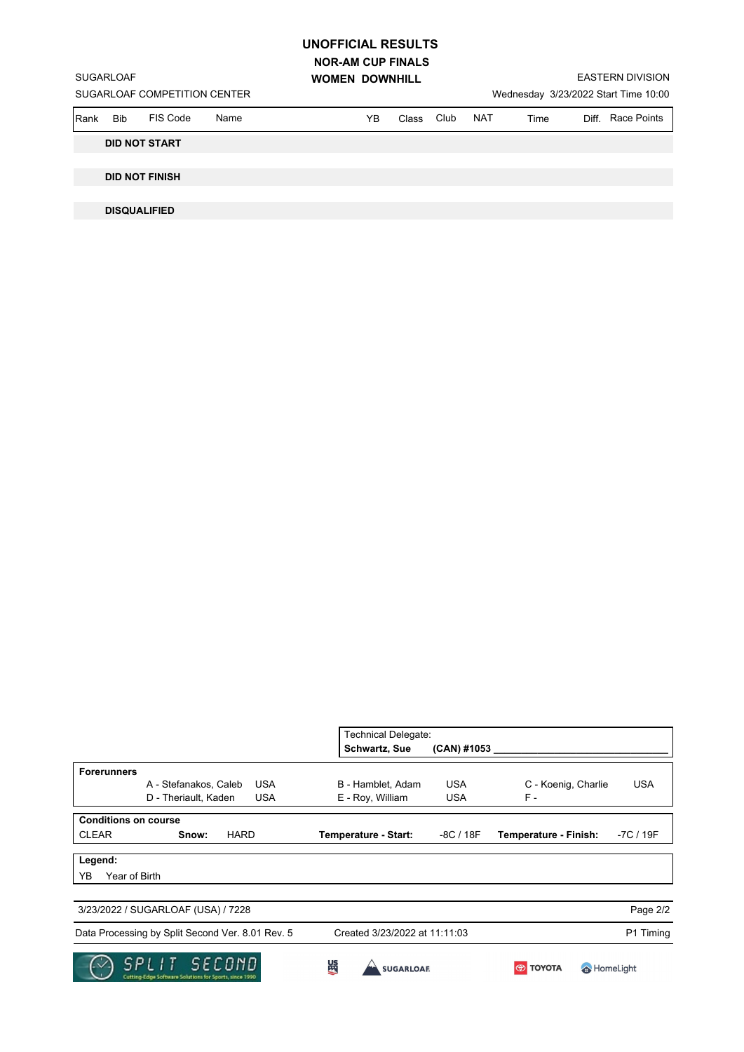# UNOFFICIAL RESULTS

## NOR-AM CUP FINALS

## WOMEN DOWNHILL

SUGARLOAF
SUGARLOAF COMPETITION CENTER

EASTERN DIVISION
Wednesday 3/23/2022 Start Time 10:00

| Rank | Bib | FIS Code | Name | YB | Class | Club | NAT | Time | Diff. | Race Points |
|---|---|---|---|---|---|---|---|---|---|---|
| | **DID NOT START** | | | | | | | | | |
| | **DID NOT FINISH** | | | | | | | | | |
| | **DISQUALIFIED** | | | | | | | | | |

Technical Delegate:
**Schwartz, Sue (CAN) #1053**

**Forerunners**

| | | | | | |
|---|---|---|---|---|---|
| A - Stefanakos, Caleb | USA | B - Hamblet, Adam | USA | C - Koenig, Charlie | USA |
| D - Theriault, Kaden | USA | E - Roy, William | USA | F - | |

**Conditions on course**

| | | | | | |
|---|---|---|---|---|---|
| CLEAR | **Snow:** HARD | **Temperature - Start:** | -8C / 18F | **Temperature - Finish:** | -7C / 19F |

**Legend:**
YB Year of Birth

3/23/2022 / SUGARLOAF (USA) / 7228

Data Processing by Split Second Ver. 8.01 Rev. 5 Created 3/23/2022 at 11:11:03 P1 Timing